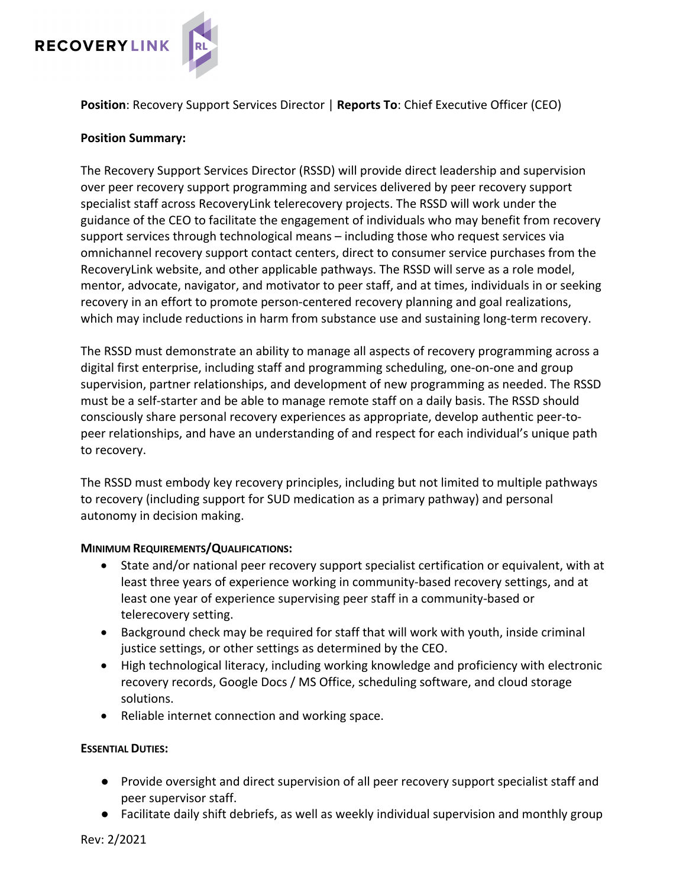RECOVERYLINK

**Position**: Recovery Support Services Director | **Reports To**: Chief Executive Officer (CEO)

**Position Summary:**

The Recovery Support Services Director (RSSD) will provide direct leadership and supervision over peer recovery support programming and services delivered by peer recovery support specialist staff across RecoveryLink telerecovery projects. The RSSD will work under the guidance of the CEO to facilitate the engagement of individuals who may benefit from recovery support services through technological means – including those who request services via omnichannel recovery support contact centers, direct to consumer service purchases from the RecoveryLink website, and other applicable pathways. The RSSD will serve as a role model, mentor, advocate, navigator, and motivator to peer staff, and at times, individuals in or seeking recovery in an effort to promote person-centered recovery planning and goal realizations, which may include reductions in harm from substance use and sustaining long-term recovery.

The RSSD must demonstrate an ability to manage all aspects of recovery programming across a digital first enterprise, including staff and programming scheduling, one-on-one and group supervision, partner relationships, and development of new programming as needed. The RSSD must be a self-starter and be able to manage remote staff on a daily basis. The RSSD should consciously share personal recovery experiences as appropriate, develop authentic peer-to-peer relationships, and have an understanding of and respect for each individual's unique path to recovery.

The RSSD must embody key recovery principles, including but not limited to multiple pathways to recovery (including support for SUD medication as a primary pathway) and personal autonomy in decision making.

**Minimum Requirements/Qualifications:**

- State and/or national peer recovery support specialist certification or equivalent, with at least three years of experience working in community-based recovery settings, and at least one year of experience supervising peer staff in a community-based or telerecovery setting.
- Background check may be required for staff that will work with youth, inside criminal justice settings, or other settings as determined by the CEO.
- High technological literacy, including working knowledge and proficiency with electronic recovery records, Google Docs / MS Office, scheduling software, and cloud storage solutions.
- Reliable internet connection and working space.

**Essential Duties:**

- Provide oversight and direct supervision of all peer recovery support specialist staff and peer supervisor staff.
- Facilitate daily shift debriefs, as well as weekly individual supervision and monthly group

Rev: 2/2021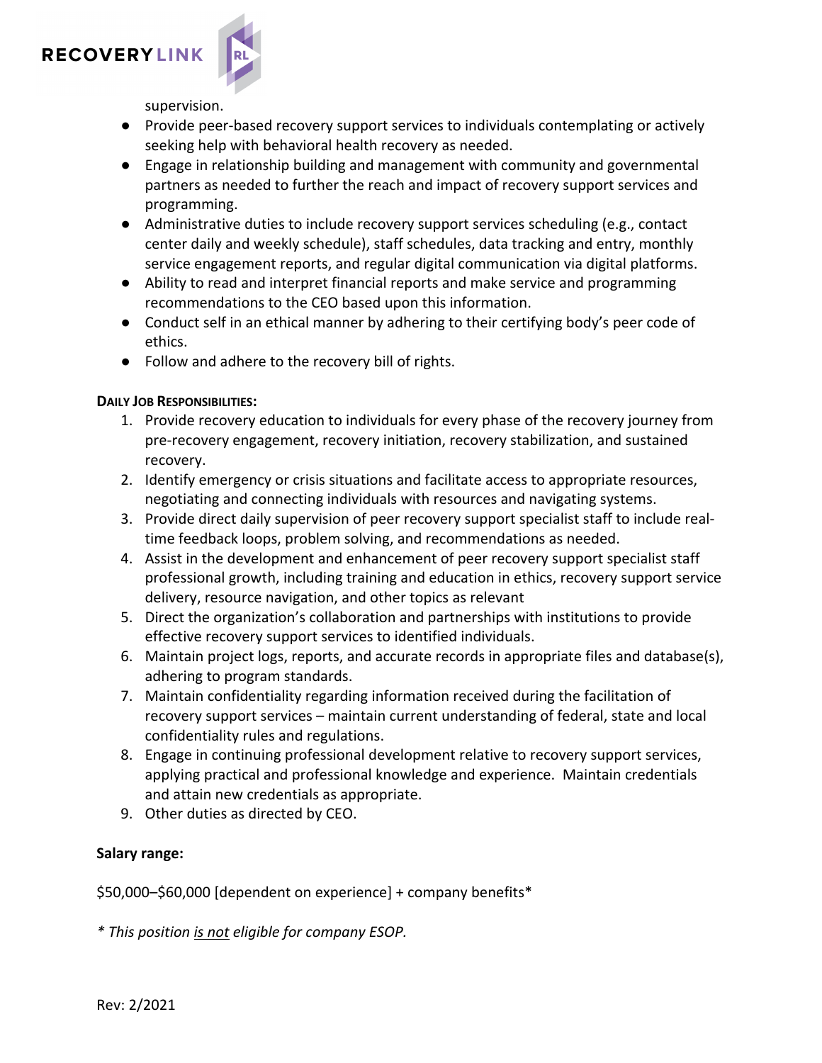supervision.

- Provide peer-based recovery support services to individuals contemplating or actively seeking help with behavioral health recovery as needed.
- Engage in relationship building and management with community and governmental partners as needed to further the reach and impact of recovery support services and programming.
- Administrative duties to include recovery support services scheduling (e.g., contact center daily and weekly schedule), staff schedules, data tracking and entry, monthly service engagement reports, and regular digital communication via digital platforms.
- Ability to read and interpret financial reports and make service and programming recommendations to the CEO based upon this information.
- Conduct self in an ethical manner by adhering to their certifying body's peer code of ethics.
- Follow and adhere to the recovery bill of rights.

**Daily Job Responsibilities:**

1. Provide recovery education to individuals for every phase of the recovery journey from pre-recovery engagement, recovery initiation, recovery stabilization, and sustained recovery.
2. Identify emergency or crisis situations and facilitate access to appropriate resources, negotiating and connecting individuals with resources and navigating systems.
3. Provide direct daily supervision of peer recovery support specialist staff to include real-time feedback loops, problem solving, and recommendations as needed.
4. Assist in the development and enhancement of peer recovery support specialist staff professional growth, including training and education in ethics, recovery support service delivery, resource navigation, and other topics as relevant
5. Direct the organization's collaboration and partnerships with institutions to provide effective recovery support services to identified individuals.
6. Maintain project logs, reports, and accurate records in appropriate files and database(s), adhering to program standards.
7. Maintain confidentiality regarding information received during the facilitation of recovery support services – maintain current understanding of federal, state and local confidentiality rules and regulations.
8. Engage in continuing professional development relative to recovery support services, applying practical and professional knowledge and experience. Maintain credentials and attain new credentials as appropriate.
9. Other duties as directed by CEO.

**Salary range:**

$50,000–$60,000 [dependent on experience] + company benefits*

*\* This position <u>is not</u> eligible for company ESOP.*

Rev: 2/2021